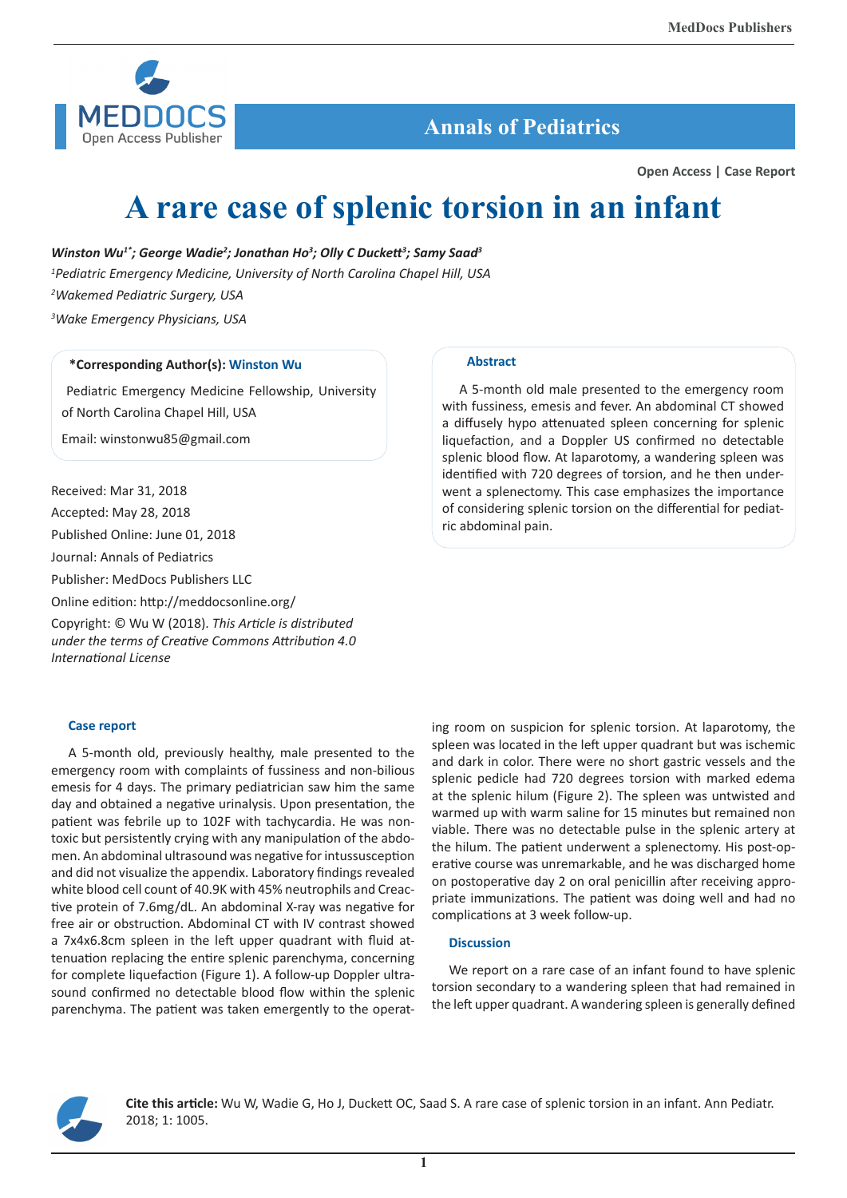Open Access | Case Report

# A rare case of splenic torsion in an infant

***Winston Wu[1*]; George Wadie[2]; Jonathan Ho[3]; Olly C Duckett[3]; Samy Saad[3]***

*[1]Pediatric Emergency Medicine, University of North Carolina Chapel Hill, USA*

*[2]Wakemed Pediatric Surgery, USA*

*[3]Wake Emergency Physicians, USA*

**\*Corresponding Author(s): Winston Wu**

Pediatric Emergency Medicine Fellowship, University of North Carolina Chapel Hill, USA

Email: winstonwu85@gmail.com

Received: Mar 31, 2018

Accepted: May 28, 2018

Published Online: June 01, 2018

Journal: Annals of Pediatrics

Publisher: MedDocs Publishers LLC

Online edition: http://meddocsonline.org/

Copyright: © Wu W (2018). *This Article is distributed under the terms of Creative Commons Attribution 4.0 International License*

## Abstract

A 5-month old male presented to the emergency room with fussiness, emesis and fever. An abdominal CT showed a diffusely hypo attenuated spleen concerning for splenic liquefaction, and a Doppler US confirmed no detectable splenic blood flow. At laparotomy, a wandering spleen was identified with 720 degrees of torsion, and he then underwent a splenectomy. This case emphasizes the importance of considering splenic torsion on the differential for pediatric abdominal pain.

## Case report

A 5-month old, previously healthy, male presented to the emergency room with complaints of fussiness and non-bilious emesis for 4 days. The primary pediatrician saw him the same day and obtained a negative urinalysis. Upon presentation, the patient was febrile up to 102F with tachycardia. He was non-toxic but persistently crying with any manipulation of the abdomen. An abdominal ultrasound was negative for intussusception and did not visualize the appendix. Laboratory findings revealed white blood cell count of 40.9K with 45% neutrophils and Creactive protein of 7.6mg/dL. An abdominal X-ray was negative for free air or obstruction. Abdominal CT with IV contrast showed a 7x4x6.8cm spleen in the left upper quadrant with fluid attenuation replacing the entire splenic parenchyma, concerning for complete liquefaction (Figure 1). A follow-up Doppler ultrasound confirmed no detectable blood flow within the splenic parenchyma. The patient was taken emergently to the operating room on suspicion for splenic torsion. At laparotomy, the spleen was located in the left upper quadrant but was ischemic and dark in color. There were no short gastric vessels and the splenic pedicle had 720 degrees torsion with marked edema at the splenic hilum (Figure 2). The spleen was untwisted and warmed up with warm saline for 15 minutes but remained non viable. There was no detectable pulse in the splenic artery at the hilum. The patient underwent a splenectomy. His post-operative course was unremarkable, and he was discharged home on postoperative day 2 on oral penicillin after receiving appropriate immunizations. The patient was doing well and had no complications at 3 week follow-up.

## Discussion

We report on a rare case of an infant found to have splenic torsion secondary to a wandering spleen that had remained in the left upper quadrant. A wandering spleen is generally defined

**Cite this article:** Wu W, Wadie G, Ho J, Duckett OC, Saad S. A rare case of splenic torsion in an infant. Ann Pediatr. 2018; 1: 1005.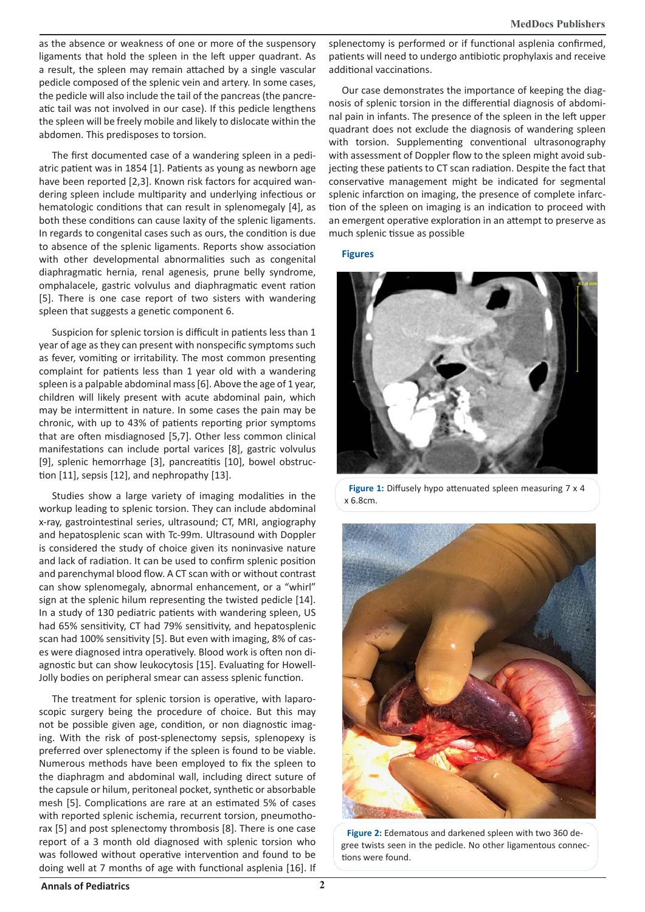as the absence or weakness of one or more of the suspensory ligaments that hold the spleen in the left upper quadrant. As a result, the spleen may remain attached by a single vascular pedicle composed of the splenic vein and artery. In some cases, the pedicle will also include the tail of the pancreas (the pancreatic tail was not involved in our case). If this pedicle lengthens the spleen will be freely mobile and likely to dislocate within the abdomen. This predisposes to torsion.

The first documented case of a wandering spleen in a pediatric patient was in 1854 [1]. Patients as young as newborn age have been reported [2,3]. Known risk factors for acquired wandering spleen include multiparity and underlying infectious or hematologic conditions that can result in splenomegaly [4], as both these conditions can cause laxity of the splenic ligaments. In regards to congenital cases such as ours, the condition is due to absence of the splenic ligaments. Reports show association with other developmental abnormalities such as congenital diaphragmatic hernia, renal agenesis, prune belly syndrome, omphalacele, gastric volvulus and diaphragmatic event ration [5]. There is one case report of two sisters with wandering spleen that suggests a genetic component 6.

Suspicion for splenic torsion is difficult in patients less than 1 year of age as they can present with nonspecific symptoms such as fever, vomiting or irritability. The most common presenting complaint for patients less than 1 year old with a wandering spleen is a palpable abdominal mass [6]. Above the age of 1 year, children will likely present with acute abdominal pain, which may be intermittent in nature. In some cases the pain may be chronic, with up to 43% of patients reporting prior symptoms that are often misdiagnosed [5,7]. Other less common clinical manifestations can include portal varices [8], gastric volvulus [9], splenic hemorrhage [3], pancreatitis [10], bowel obstruction [11], sepsis [12], and nephropathy [13].

Studies show a large variety of imaging modalities in the workup leading to splenic torsion. They can include abdominal x-ray, gastrointestinal series, ultrasound; CT, MRI, angiography and hepatosplenic scan with Tc-99m. Ultrasound with Doppler is considered the study of choice given its noninvasive nature and lack of radiation. It can be used to confirm splenic position and parenchymal blood flow. A CT scan with or without contrast can show splenomegaly, abnormal enhancement, or a "whirl" sign at the splenic hilum representing the twisted pedicle [14]. In a study of 130 pediatric patients with wandering spleen, US had 65% sensitivity, CT had 79% sensitivity, and hepatosplenic scan had 100% sensitivity [5]. But even with imaging, 8% of cases were diagnosed intra operatively. Blood work is often non diagnostic but can show leukocytosis [15]. Evaluating for Howell-Jolly bodies on peripheral smear can assess splenic function.

The treatment for splenic torsion is operative, with laparoscopic surgery being the procedure of choice. But this may not be possible given age, condition, or non diagnostic imaging. With the risk of post-splenectomy sepsis, splenopexy is preferred over splenectomy if the spleen is found to be viable. Numerous methods have been employed to fix the spleen to the diaphragm and abdominal wall, including direct suture of the capsule or hilum, peritoneal pocket, synthetic or absorbable mesh [5]. Complications are rare at an estimated 5% of cases with reported splenic ischemia, recurrent torsion, pneumothorax [5] and post splenectomy thrombosis [8]. There is one case report of a 3 month old diagnosed with splenic torsion who was followed without operative intervention and found to be doing well at 7 months of age with functional asplenia [16]. If splenectomy is performed or if functional asplenia confirmed, patients will need to undergo antibiotic prophylaxis and receive additional vaccinations.

Our case demonstrates the importance of keeping the diagnosis of splenic torsion in the differential diagnosis of abdominal pain in infants. The presence of the spleen in the left upper quadrant does not exclude the diagnosis of wandering spleen with torsion. Supplementing conventional ultrasonography with assessment of Doppler flow to the spleen might avoid subjecting these patients to CT scan radiation. Despite the fact that conservative management might be indicated for segmental splenic infarction on imaging, the presence of complete infarction of the spleen on imaging is an indication to proceed with an emergent operative exploration in an attempt to preserve as much splenic tissue as possible

## Figures

**Figure 1:** Diffusely hypo attenuated spleen measuring 7 x 4 x 6.8cm.

**Figure 2:** Edematous and darkened spleen with two 360 degree twists seen in the pedicle. No other ligamentous connections were found.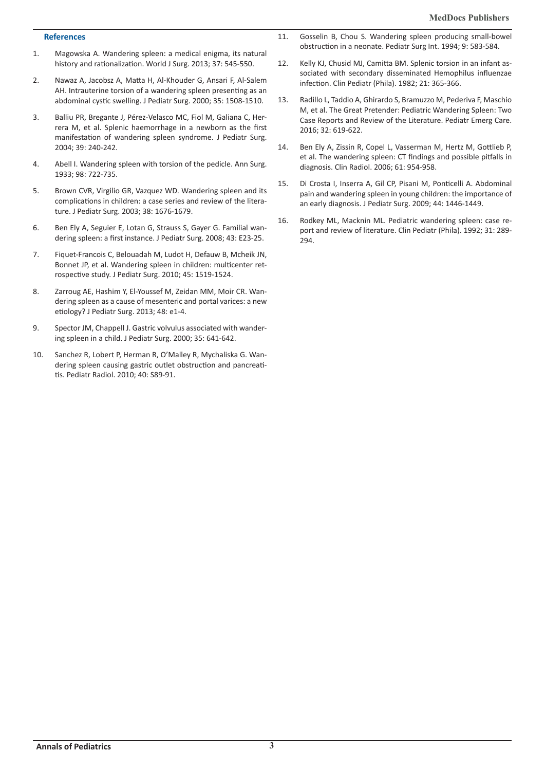## References

1. Magowska A. Wandering spleen: a medical enigma, its natural history and rationalization. World J Surg. 2013; 37: 545-550.
2. Nawaz A, Jacobsz A, Matta H, Al-Khouder G, Ansari F, Al-Salem AH. Intrauterine torsion of a wandering spleen presenting as an abdominal cystic swelling. J Pediatr Surg. 2000; 35: 1508-1510.
3. Balliu PR, Bregante J, Pérez-Velasco MC, Fiol M, Galiana C, Herrera M, et al. Splenic haemorrhage in a newborn as the first manifestation of wandering spleen syndrome. J Pediatr Surg. 2004; 39: 240-242.
4. Abell I. Wandering spleen with torsion of the pedicle. Ann Surg. 1933; 98: 722-735.
5. Brown CVR, Virgilio GR, Vazquez WD. Wandering spleen and its complications in children: a case series and review of the literature. J Pediatr Surg. 2003; 38: 1676-1679.
6. Ben Ely A, Seguier E, Lotan G, Strauss S, Gayer G. Familial wandering spleen: a first instance. J Pediatr Surg. 2008; 43: E23-25.
7. Fiquet-Francois C, Belouadah M, Ludot H, Defauw B, Mcheik JN, Bonnet JP, et al. Wandering spleen in children: multicenter retrospective study. J Pediatr Surg. 2010; 45: 1519-1524.
8. Zarroug AE, Hashim Y, El-Youssef M, Zeidan MM, Moir CR. Wandering spleen as a cause of mesenteric and portal varices: a new etiology? J Pediatr Surg. 2013; 48: e1-4.
9. Spector JM, Chappell J. Gastric volvulus associated with wandering spleen in a child. J Pediatr Surg. 2000; 35: 641-642.
10. Sanchez R, Lobert P, Herman R, O'Malley R, Mychaliska G. Wandering spleen causing gastric outlet obstruction and pancreatitis. Pediatr Radiol. 2010; 40: S89-91.
11. Gosselin B, Chou S. Wandering spleen producing small-bowel obstruction in a neonate. Pediatr Surg Int. 1994; 9: 583-584.
12. Kelly KJ, Chusid MJ, Camitta BM. Splenic torsion in an infant associated with secondary disseminated Hemophilus influenzae infection. Clin Pediatr (Phila). 1982; 21: 365-366.
13. Radillo L, Taddio A, Ghirardo S, Bramuzzo M, Pederiva F, Maschio M, et al. The Great Pretender: Pediatric Wandering Spleen: Two Case Reports and Review of the Literature. Pediatr Emerg Care. 2016; 32: 619-622.
14. Ben Ely A, Zissin R, Copel L, Vasserman M, Hertz M, Gottlieb P, et al. The wandering spleen: CT findings and possible pitfalls in diagnosis. Clin Radiol. 2006; 61: 954-958.
15. Di Crosta I, Inserra A, Gil CP, Pisani M, Ponticelli A. Abdominal pain and wandering spleen in young children: the importance of an early diagnosis. J Pediatr Surg. 2009; 44: 1446-1449.
16. Rodkey ML, Macknin ML. Pediatric wandering spleen: case report and review of literature. Clin Pediatr (Phila). 1992; 31: 289-294.